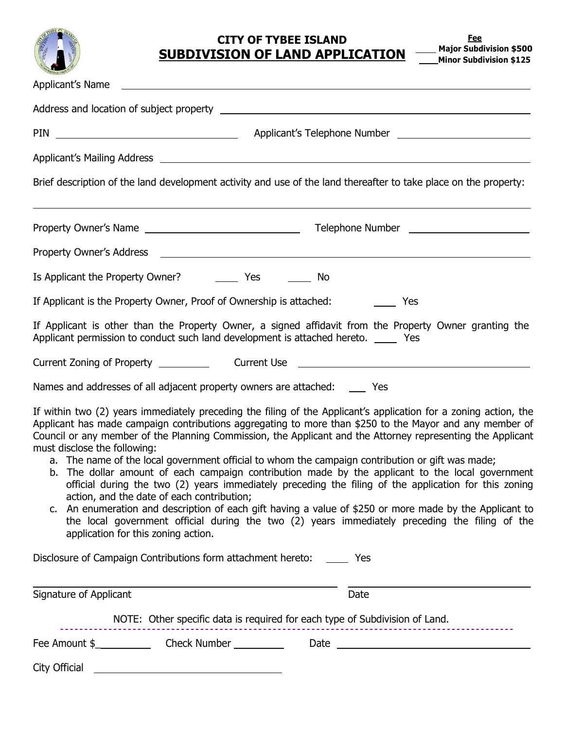# CITY OF TYBEE ISLAND

## SUBDIVISION OF LAND APPLICATION

**Fee**

____ **Major Subdivision $500**

____ **Minor Subdivision $125**

Applicant's Name ____________________________________________

Address and location of subject property ____________________________________________

PIN ____________________ Applicant's Telephone Number ____________________

Applicant's Mailing Address ____________________________________________

Brief description of the land development activity and use of the land thereafter to take place on the property:

____________________________________________

Property Owner's Name ____________________ Telephone Number ____________________

Property Owner's Address ____________________________________________

Is Applicant the Property Owner? _____ Yes _____ No

If Applicant is the Property Owner, Proof of Ownership is attached: _____ Yes

If Applicant is other than the Property Owner, a signed affidavit from the Property Owner granting the Applicant permission to conduct such land development is attached hereto. _____ Yes

Current Zoning of Property __________ Current Use ____________________

Names and addresses of all adjacent property owners are attached: ____ Yes

If within two (2) years immediately preceding the filing of the Applicant's application for a zoning action, the Applicant has made campaign contributions aggregating to more than $250 to the Mayor and any member of Council or any member of the Planning Commission, the Applicant and the Attorney representing the Applicant must disclose the following:

a. The name of the local government official to whom the campaign contribution or gift was made;
b. The dollar amount of each campaign contribution made by the applicant to the local government official during the two (2) years immediately preceding the filing of the application for this zoning action, and the date of each contribution;
c. An enumeration and description of each gift having a value of $250 or more made by the Applicant to the local government official during the two (2) years immediately preceding the filing of the application for this zoning action.

Disclosure of Campaign Contributions form attachment hereto: _____ Yes

____________________________________________ ____________________

Signature of Applicant Date

NOTE: Other specific data is required for each type of Subdivision of Land.

---

Fee Amount $__________ Check Number __________ Date ____________________

City Official ____________________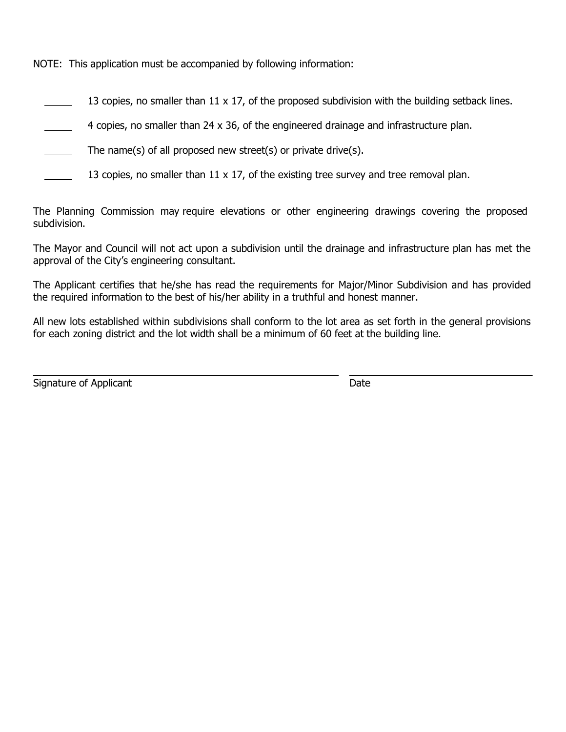NOTE: This application must be accompanied by following information:

\_\_\_\_\_ 13 copies, no smaller than 11 x 17, of the proposed subdivision with the building setback lines.

\_\_\_\_\_ 4 copies, no smaller than 24 x 36, of the engineered drainage and infrastructure plan.

\_\_\_\_\_ The name(s) of all proposed new street(s) or private drive(s).

\_\_\_\_\_ 13 copies, no smaller than 11 x 17, of the existing tree survey and tree removal plan.

The Planning Commission may require elevations or other engineering drawings covering the proposed subdivision.

The Mayor and Council will not act upon a subdivision until the drainage and infrastructure plan has met the approval of the City's engineering consultant.

The Applicant certifies that he/she has read the requirements for Major/Minor Subdivision and has provided the required information to the best of his/her ability in a truthful and honest manner.

All new lots established within subdivisions shall conform to the lot area as set forth in the general provisions for each zoning district and the lot width shall be a minimum of 60 feet at the building line.

\_\_\_\_\_\_\_\_\_\_\_\_\_\_\_\_\_\_\_\_\_\_\_\_\_\_\_\_\_\_\_\_\_\_\_\_\_\_\_\_ \_\_\_\_\_\_\_\_\_\_\_\_\_\_\_\_\_\_\_\_\_\_\_\_

Signature of Applicant Date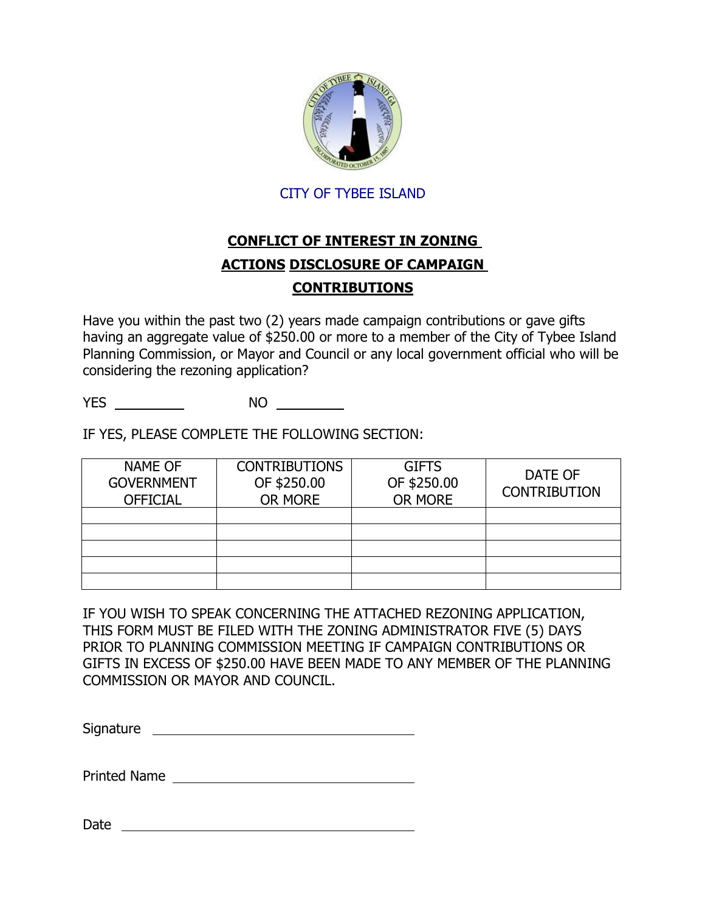CITY OF TYBEE ISLAND

# CONFLICT OF INTEREST IN ZONING ACTIONS DISCLOSURE OF CAMPAIGN CONTRIBUTIONS

Have you within the past two (2) years made campaign contributions or gave gifts having an aggregate value of $250.00 or more to a member of the City of Tybee Island Planning Commission, or Mayor and Council or any local government official who will be considering the rezoning application?

YES ________ NO ________

IF YES, PLEASE COMPLETE THE FOLLOWING SECTION:

| NAME OF GOVERNMENT OFFICIAL | CONTRIBUTIONS OF $250.00 OR MORE | GIFTS OF $250.00 OR MORE | DATE OF CONTRIBUTION |
|---|---|---|---|
| | | | |
| | | | |
| | | | |
| | | | |
| | | | |

IF YOU WISH TO SPEAK CONCERNING THE ATTACHED REZONING APPLICATION, THIS FORM MUST BE FILED WITH THE ZONING ADMINISTRATOR FIVE (5) DAYS PRIOR TO PLANNING COMMISSION MEETING IF CAMPAIGN CONTRIBUTIONS OR GIFTS IN EXCESS OF $250.00 HAVE BEEN MADE TO ANY MEMBER OF THE PLANNING COMMISSION OR MAYOR AND COUNCIL.

Signature ______________________________

Printed Name ______________________________

Date ______________________________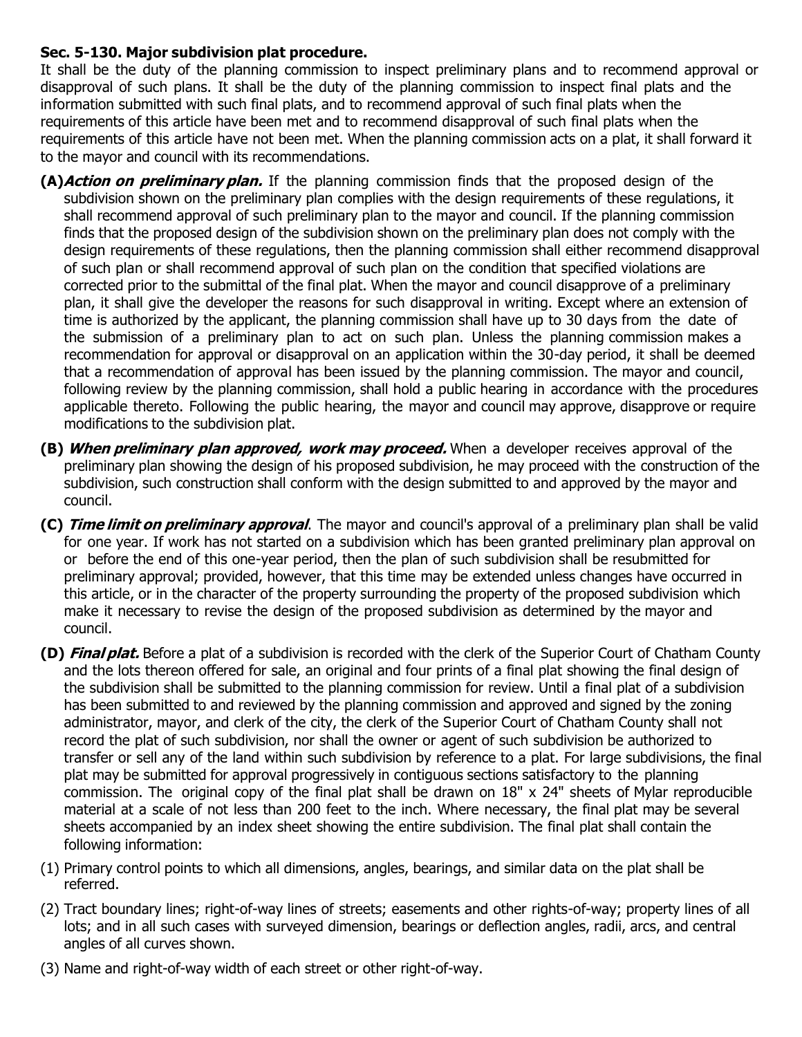**Sec. 5-130. Major subdivision plat procedure.**

It shall be the duty of the planning commission to inspect preliminary plans and to recommend approval or disapproval of such plans. It shall be the duty of the planning commission to inspect final plats and the information submitted with such final plats, and to recommend approval of such final plats when the requirements of this article have been met and to recommend disapproval of such final plats when the requirements of this article have not been met. When the planning commission acts on a plat, it shall forward it to the mayor and council with its recommendations.

**(A)** ***Action on preliminary plan.*** If the planning commission finds that the proposed design of the subdivision shown on the preliminary plan complies with the design requirements of these regulations, it shall recommend approval of such preliminary plan to the mayor and council. If the planning commission finds that the proposed design of the subdivision shown on the preliminary plan does not comply with the design requirements of these regulations, then the planning commission shall either recommend disapproval of such plan or shall recommend approval of such plan on the condition that specified violations are corrected prior to the submittal of the final plat. When the mayor and council disapprove of a preliminary plan, it shall give the developer the reasons for such disapproval in writing. Except where an extension of time is authorized by the applicant, the planning commission shall have up to 30 days from the date of the submission of a preliminary plan to act on such plan. Unless the planning commission makes a recommendation for approval or disapproval on an application within the 30-day period, it shall be deemed that a recommendation of approval has been issued by the planning commission. The mayor and council, following review by the planning commission, shall hold a public hearing in accordance with the procedures applicable thereto. Following the public hearing, the mayor and council may approve, disapprove or require modifications to the subdivision plat.

**(B)** ***When preliminary plan approved, work may proceed.*** When a developer receives approval of the preliminary plan showing the design of his proposed subdivision, he may proceed with the construction of the subdivision, such construction shall conform with the design submitted to and approved by the mayor and council.

**(C)** ***Time limit on preliminary approval***. The mayor and council's approval of a preliminary plan shall be valid for one year. If work has not started on a subdivision which has been granted preliminary plan approval on or before the end of this one-year period, then the plan of such subdivision shall be resubmitted for preliminary approval; provided, however, that this time may be extended unless changes have occurred in this article, or in the character of the property surrounding the property of the proposed subdivision which make it necessary to revise the design of the proposed subdivision as determined by the mayor and council.

**(D)** ***Final plat.*** Before a plat of a subdivision is recorded with the clerk of the Superior Court of Chatham County and the lots thereon offered for sale, an original and four prints of a final plat showing the final design of the subdivision shall be submitted to the planning commission for review. Until a final plat of a subdivision has been submitted to and reviewed by the planning commission and approved and signed by the zoning administrator, mayor, and clerk of the city, the clerk of the Superior Court of Chatham County shall not record the plat of such subdivision, nor shall the owner or agent of such subdivision be authorized to transfer or sell any of the land within such subdivision by reference to a plat. For large subdivisions, the final plat may be submitted for approval progressively in contiguous sections satisfactory to the planning commission. The original copy of the final plat shall be drawn on 18" x 24" sheets of Mylar reproducible material at a scale of not less than 200 feet to the inch. Where necessary, the final plat may be several sheets accompanied by an index sheet showing the entire subdivision. The final plat shall contain the following information:

(1) Primary control points to which all dimensions, angles, bearings, and similar data on the plat shall be referred.

(2) Tract boundary lines; right-of-way lines of streets; easements and other rights-of-way; property lines of all lots; and in all such cases with surveyed dimension, bearings or deflection angles, radii, arcs, and central angles of all curves shown.

(3) Name and right-of-way width of each street or other right-of-way.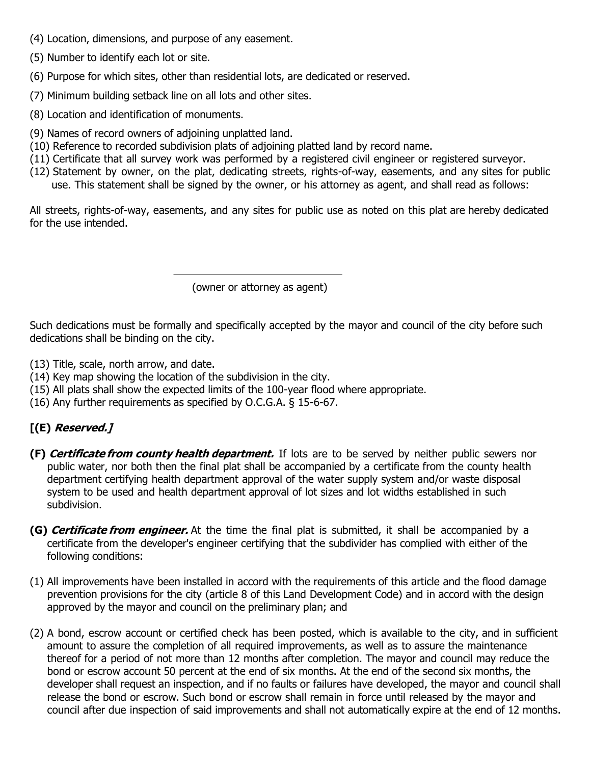(4) Location, dimensions, and purpose of any easement.

(5) Number to identify each lot or site.

(6) Purpose for which sites, other than residential lots, are dedicated or reserved.

(7) Minimum building setback line on all lots and other sites.

(8) Location and identification of monuments.

(9) Names of record owners of adjoining unplatted land.

(10) Reference to recorded subdivision plats of adjoining platted land by record name.

(11) Certificate that all survey work was performed by a registered civil engineer or registered surveyor.

(12) Statement by owner, on the plat, dedicating streets, rights-of-way, easements, and any sites for public use. This statement shall be signed by the owner, or his attorney as agent, and shall read as follows:

All streets, rights-of-way, easements, and any sites for public use as noted on this plat are hereby dedicated for the use intended.

\_\_\_\_\_\_\_\_\_\_\_\_\_\_\_\_\_\_\_\_\_\_\_\_\_\_\_\_\_\_

(owner or attorney as agent)

Such dedications must be formally and specifically accepted by the mayor and council of the city before such dedications shall be binding on the city.

(13) Title, scale, north arrow, and date.

(14) Key map showing the location of the subdivision in the city.

(15) All plats shall show the expected limits of the 100-year flood where appropriate.

(16) Any further requirements as specified by O.C.G.A. § 15-6-67.

**[(E) *Reserved.*]**

**(F) *Certificate from county health department.*** If lots are to be served by neither public sewers nor public water, nor both then the final plat shall be accompanied by a certificate from the county health department certifying health department approval of the water supply system and/or waste disposal system to be used and health department approval of lot sizes and lot widths established in such subdivision.

**(G) *Certificate from engineer.*** At the time the final plat is submitted, it shall be accompanied by a certificate from the developer's engineer certifying that the subdivider has complied with either of the following conditions:

(1) All improvements have been installed in accord with the requirements of this article and the flood damage prevention provisions for the city (article 8 of this Land Development Code) and in accord with the design approved by the mayor and council on the preliminary plan; and

(2) A bond, escrow account or certified check has been posted, which is available to the city, and in sufficient amount to assure the completion of all required improvements, as well as to assure the maintenance thereof for a period of not more than 12 months after completion. The mayor and council may reduce the bond or escrow account 50 percent at the end of six months. At the end of the second six months, the developer shall request an inspection, and if no faults or failures have developed, the mayor and council shall release the bond or escrow. Such bond or escrow shall remain in force until released by the mayor and council after due inspection of said improvements and shall not automatically expire at the end of 12 months.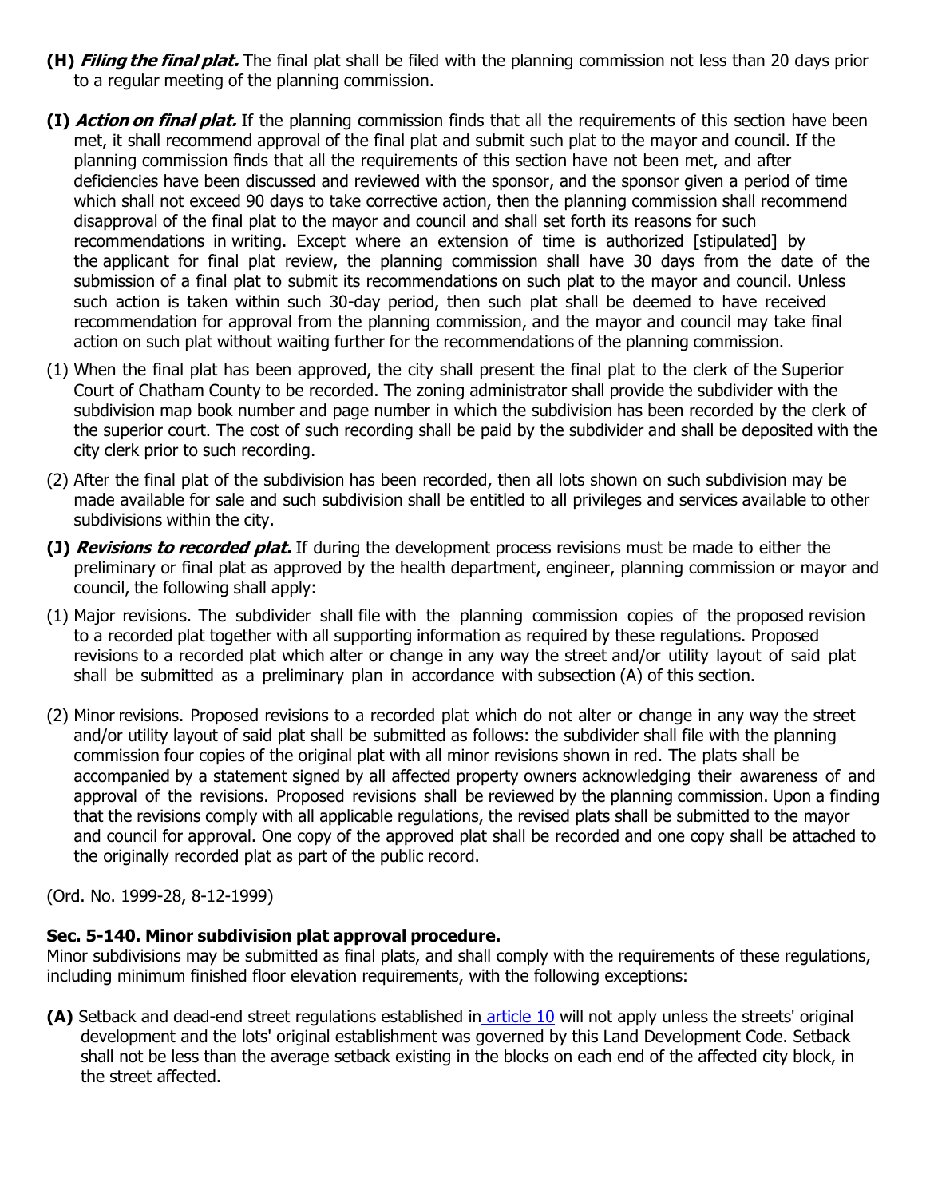**(H)** ***Filing the final plat.*** The final plat shall be filed with the planning commission not less than 20 days prior to a regular meeting of the planning commission.

**(I)** ***Action on final plat.*** If the planning commission finds that all the requirements of this section have been met, it shall recommend approval of the final plat and submit such plat to the mayor and council. If the planning commission finds that all the requirements of this section have not been met, and after deficiencies have been discussed and reviewed with the sponsor, and the sponsor given a period of time which shall not exceed 90 days to take corrective action, then the planning commission shall recommend disapproval of the final plat to the mayor and council and shall set forth its reasons for such recommendations in writing. Except where an extension of time is authorized [stipulated] by the applicant for final plat review, the planning commission shall have 30 days from the date of the submission of a final plat to submit its recommendations on such plat to the mayor and council. Unless such action is taken within such 30-day period, then such plat shall be deemed to have received recommendation for approval from the planning commission, and the mayor and council may take final action on such plat without waiting further for the recommendations of the planning commission.

(1) When the final plat has been approved, the city shall present the final plat to the clerk of the Superior Court of Chatham County to be recorded. The zoning administrator shall provide the subdivider with the subdivision map book number and page number in which the subdivision has been recorded by the clerk of the superior court. The cost of such recording shall be paid by the subdivider and shall be deposited with the city clerk prior to such recording.

(2) After the final plat of the subdivision has been recorded, then all lots shown on such subdivision may be made available for sale and such subdivision shall be entitled to all privileges and services available to other subdivisions within the city.

**(J)** ***Revisions to recorded plat.*** If during the development process revisions must be made to either the preliminary or final plat as approved by the health department, engineer, planning commission or mayor and council, the following shall apply:

(1) Major revisions. The subdivider shall file with the planning commission copies of the proposed revision to a recorded plat together with all supporting information as required by these regulations. Proposed revisions to a recorded plat which alter or change in any way the street and/or utility layout of said plat shall be submitted as a preliminary plan in accordance with subsection (A) of this section.

(2) Minor revisions. Proposed revisions to a recorded plat which do not alter or change in any way the street and/or utility layout of said plat shall be submitted as follows: the subdivider shall file with the planning commission four copies of the original plat with all minor revisions shown in red. The plats shall be accompanied by a statement signed by all affected property owners acknowledging their awareness of and approval of the revisions. Proposed revisions shall be reviewed by the planning commission. Upon a finding that the revisions comply with all applicable regulations, the revised plats shall be submitted to the mayor and council for approval. One copy of the approved plat shall be recorded and one copy shall be attached to the originally recorded plat as part of the public record.

(Ord. No. 1999-28, 8-12-1999)

**Sec. 5-140. Minor subdivision plat approval procedure.**

Minor subdivisions may be submitted as final plats, and shall comply with the requirements of these regulations, including minimum finished floor elevation requirements, with the following exceptions:

**(A)** Setback and dead-end street regulations established in article 10 will not apply unless the streets' original development and the lots' original establishment was governed by this Land Development Code. Setback shall not be less than the average setback existing in the blocks on each end of the affected city block, in the street affected.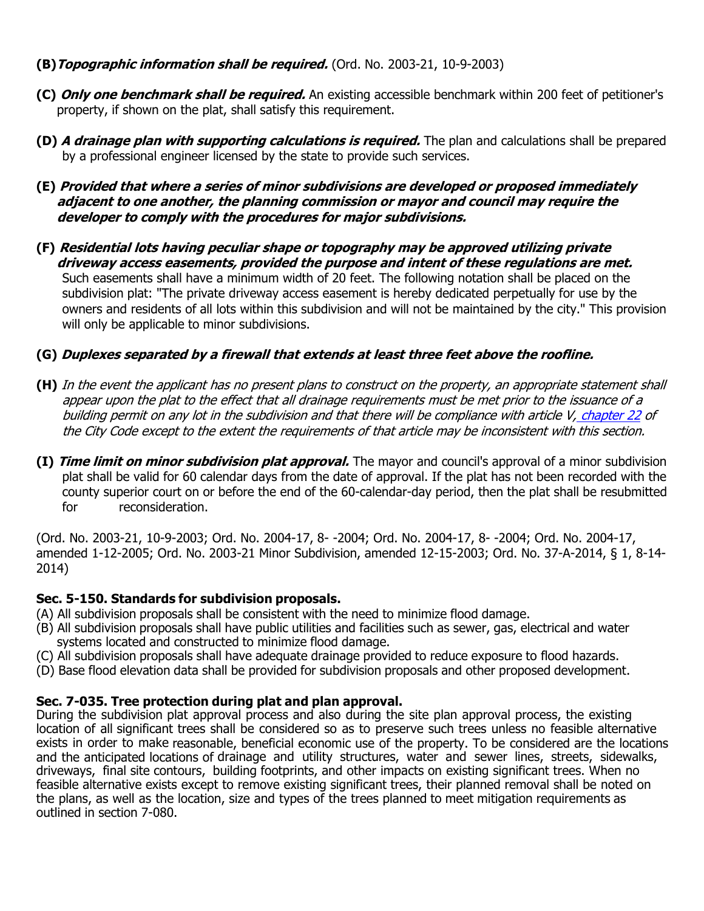**(B)** ***Topographic information shall be required.*** (Ord. No. 2003-21, 10-9-2003)

**(C)** ***Only one benchmark shall be required.*** An existing accessible benchmark within 200 feet of petitioner's property, if shown on the plat, shall satisfy this requirement.

**(D)** ***A drainage plan with supporting calculations is required.*** The plan and calculations shall be prepared by a professional engineer licensed by the state to provide such services.

**(E)** ***Provided that where a series of minor subdivisions are developed or proposed immediately adjacent to one another, the planning commission or mayor and council may require the developer to comply with the procedures for major subdivisions.***

**(F)** ***Residential lots having peculiar shape or topography may be approved utilizing private driveway access easements, provided the purpose and intent of these regulations are met.*** Such easements shall have a minimum width of 20 feet. The following notation shall be placed on the subdivision plat: "The private driveway access easement is hereby dedicated perpetually for use by the owners and residents of all lots within this subdivision and will not be maintained by the city." This provision will only be applicable to minor subdivisions.

**(G)** ***Duplexes separated by a firewall that extends at least three feet above the roofline.***

**(H)** *In the event the applicant has no present plans to construct on the property, an appropriate statement shall appear upon the plat to the effect that all drainage requirements must be met prior to the issuance of a building permit on any lot in the subdivision and that there will be compliance with article V, chapter 22 of the City Code except to the extent the requirements of that article may be inconsistent with this section.*

**(I)** ***Time limit on minor subdivision plat approval.*** The mayor and council's approval of a minor subdivision plat shall be valid for 60 calendar days from the date of approval. If the plat has not been recorded with the county superior court on or before the end of the 60-calendar-day period, then the plat shall be resubmitted for reconsideration.

(Ord. No. 2003-21, 10-9-2003; Ord. No. 2004-17, 8- -2004; Ord. No. 2004-17, 8- -2004; Ord. No. 2004-17, amended 1-12-2005; Ord. No. 2003-21 Minor Subdivision, amended 12-15-2003; Ord. No. 37-A-2014, § 1, 8-14-2014)

### Sec. 5-150. Standards for subdivision proposals.

(A) All subdivision proposals shall be consistent with the need to minimize flood damage.
(B) All subdivision proposals shall have public utilities and facilities such as sewer, gas, electrical and water systems located and constructed to minimize flood damage.
(C) All subdivision proposals shall have adequate drainage provided to reduce exposure to flood hazards.
(D) Base flood elevation data shall be provided for subdivision proposals and other proposed development.

### Sec. 7-035. Tree protection during plat and plan approval.

During the subdivision plat approval process and also during the site plan approval process, the existing location of all significant trees shall be considered so as to preserve such trees unless no feasible alternative exists in order to make reasonable, beneficial economic use of the property. To be considered are the locations and the anticipated locations of drainage and utility structures, water and sewer lines, streets, sidewalks, driveways, final site contours, building footprints, and other impacts on existing significant trees. When no feasible alternative exists except to remove existing significant trees, their planned removal shall be noted on the plans, as well as the location, size and types of the trees planned to meet mitigation requirements as outlined in section 7-080.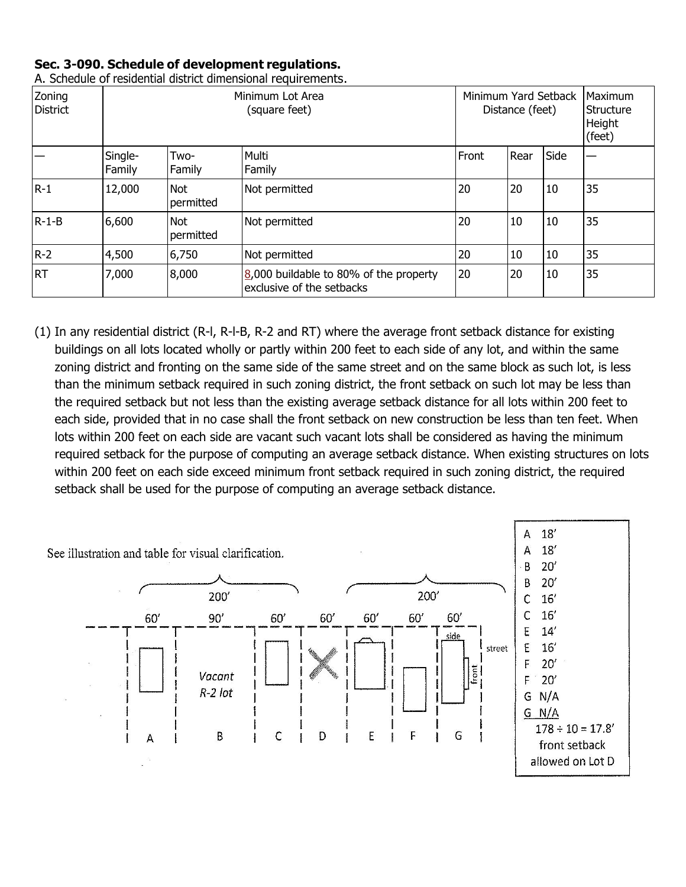**Sec. 3-090. Schedule of development regulations.**

A. Schedule of residential district dimensional requirements.

| Zoning District | Minimum Lot Area (square feet) | | | Minimum Yard Setback Distance (feet) | | | Maximum Structure Height (feet) |
|---|---|---|---|---|---|---|---|
| — | Single-Family | Two-Family | Multi Family | Front | Rear | Side | — |
| R-1 | 12,000 | Not permitted | Not permitted | 20 | 20 | 10 | 35 |
| R-1-B | 6,600 | Not permitted | Not permitted | 20 | 10 | 10 | 35 |
| R-2 | 4,500 | 6,750 | Not permitted | 20 | 10 | 10 | 35 |
| RT | 7,000 | 8,000 | 8,000 buildable to 80% of the property exclusive of the setbacks | 20 | 20 | 10 | 35 |

(1) In any residential district (R-l, R-l-B, R-2 and RT) where the average front setback distance for existing buildings on all lots located wholly or partly within 200 feet to each side of any lot, and within the same zoning district and fronting on the same side of the same street and on the same block as such lot, is less than the minimum setback required in such zoning district, the front setback on such lot may be less than the required setback but not less than the existing average setback distance for all lots within 200 feet to each side, provided that in no case shall the front setback on new construction be less than ten feet. When lots within 200 feet on each side are vacant such vacant lots shall be considered as having the minimum required setback for the purpose of computing an average setback distance. When existing structures on lots within 200 feet on each side exceed minimum front setback required in such zoning district, the required setback shall be used for the purpose of computing an average setback distance.

See illustration and table for visual clarification.

| Lot | Setback |
|---|---|
| A | 18′ |
| A | 18′ |
| B | 20′ |
| B | 20′ |
| C | 16′ |
| C | 16′ |
| E | 14′ |
| E | 16′ |
| F | 20′ |
| F | 20′ |
| G | N/A |
| G | N/A |

178 ÷ 10 = 17.8′ front setback allowed on Lot D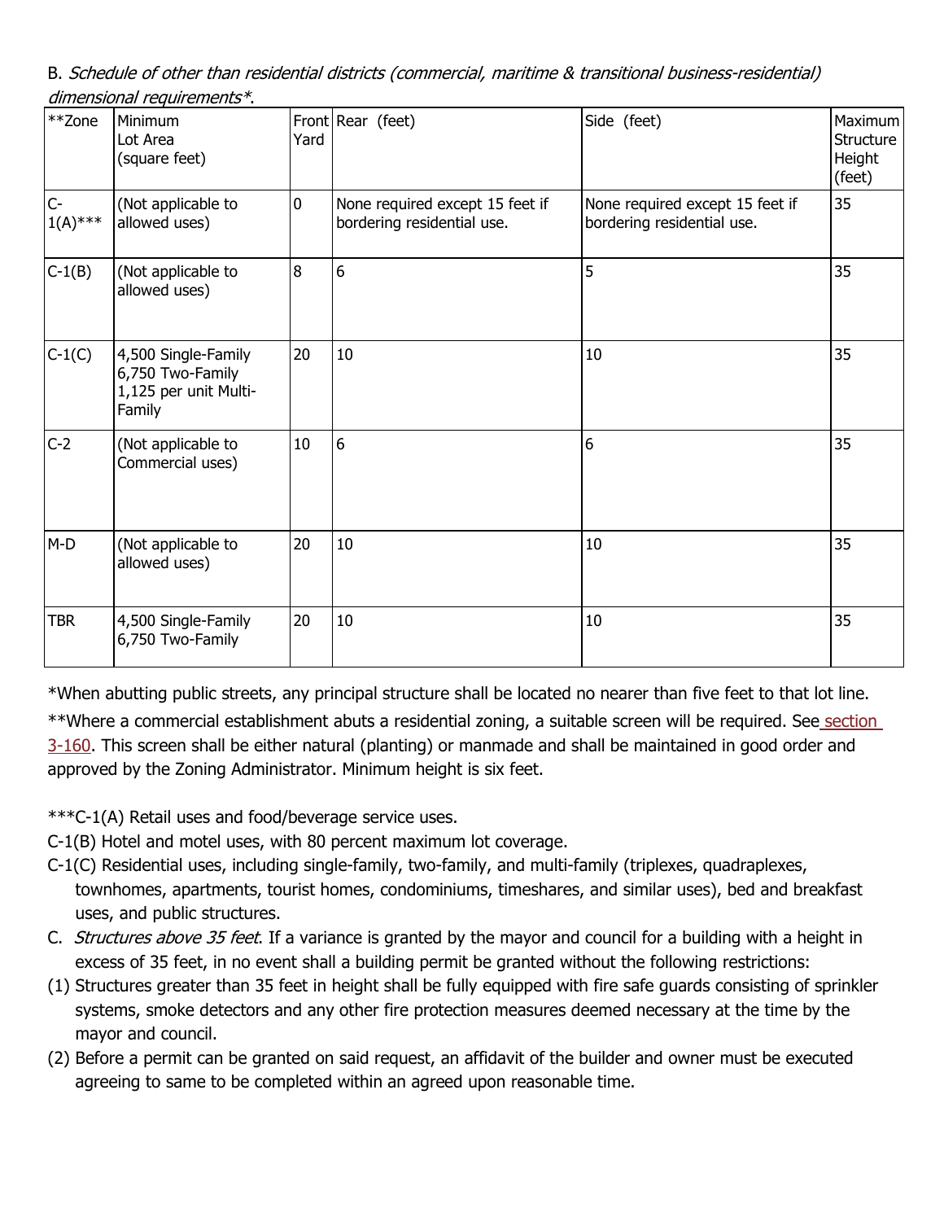B. *Schedule of other than residential districts (commercial, maritime & transitional business-residential) dimensional requirements**.

| **Zone | Minimum Lot Area (square feet) | Front Yard | Rear (feet) | Side (feet) | Maximum Structure Height (feet) |
|---|---|---|---|---|---|
| C-1(A)*** | (Not applicable to allowed uses) | 0 | None required except 15 feet if bordering residential use. | None required except 15 feet if bordering residential use. | 35 |
| C-1(B) | (Not applicable to allowed uses) | 8 | 6 | 5 | 35 |
| C-1(C) | 4,500 Single-Family 6,750 Two-Family 1,125 per unit Multi-Family | 20 | 10 | 10 | 35 |
| C-2 | (Not applicable to Commercial uses) | 10 | 6 | 6 | 35 |
| M-D | (Not applicable to allowed uses) | 20 | 10 | 10 | 35 |
| TBR | 4,500 Single-Family 6,750 Two-Family | 20 | 10 | 10 | 35 |

*When abutting public streets, any principal structure shall be located no nearer than five feet to that lot line.

**Where a commercial establishment abuts a residential zoning, a suitable screen will be required. See section 3-160. This screen shall be either natural (planting) or manmade and shall be maintained in good order and approved by the Zoning Administrator. Minimum height is six feet.

***C-1(A) Retail uses and food/beverage service uses.

C-1(B) Hotel and motel uses, with 80 percent maximum lot coverage.

C-1(C) Residential uses, including single-family, two-family, and multi-family (triplexes, quadraplexes, townhomes, apartments, tourist homes, condominiums, timeshares, and similar uses), bed and breakfast uses, and public structures.

C. *Structures above 35 feet*. If a variance is granted by the mayor and council for a building with a height in excess of 35 feet, in no event shall a building permit be granted without the following restrictions:

(1) Structures greater than 35 feet in height shall be fully equipped with fire safe guards consisting of sprinkler systems, smoke detectors and any other fire protection measures deemed necessary at the time by the mayor and council.

(2) Before a permit can be granted on said request, an affidavit of the builder and owner must be executed agreeing to same to be completed within an agreed upon reasonable time.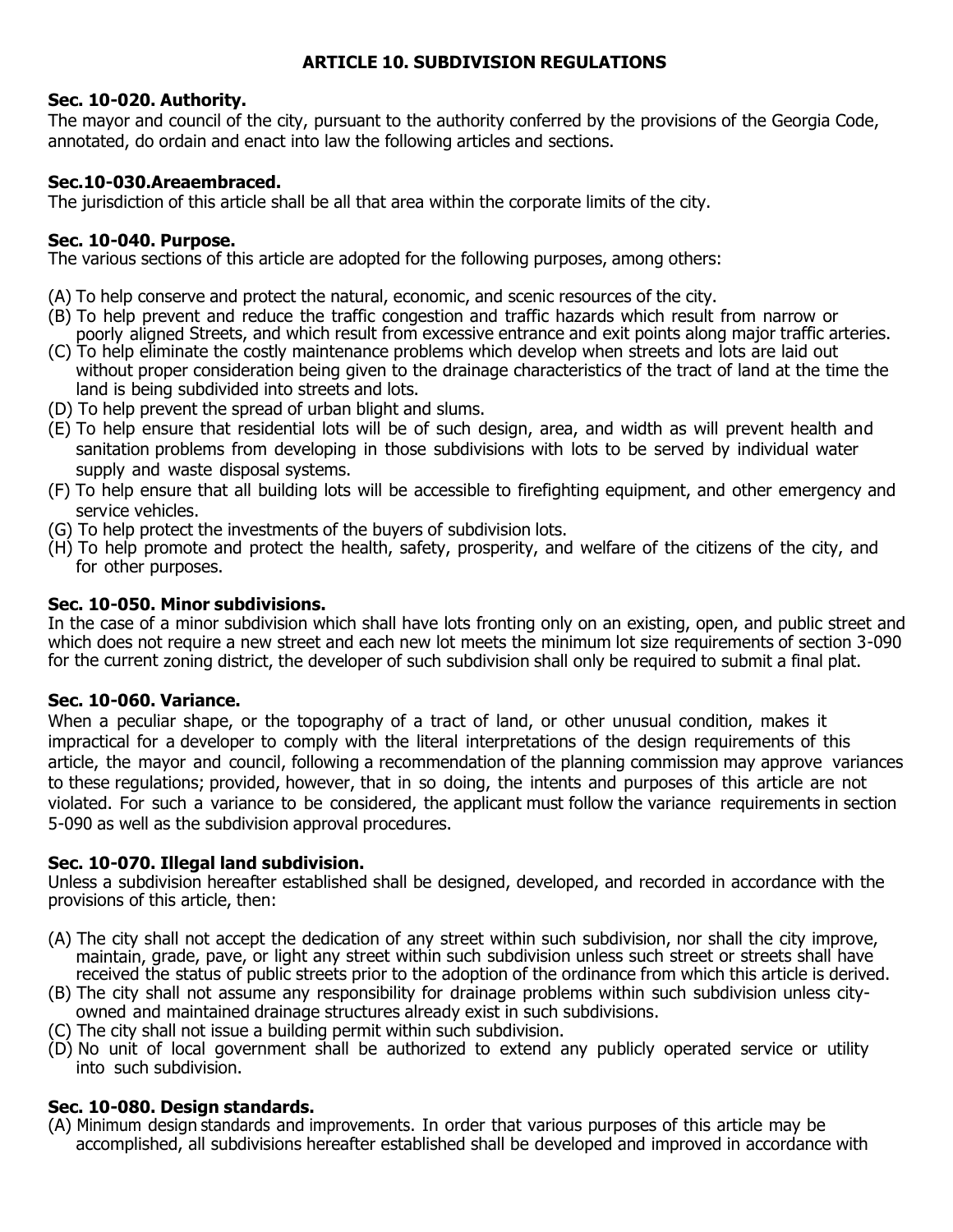## ARTICLE 10. SUBDIVISION REGULATIONS

**Sec. 10-020. Authority.**

The mayor and council of the city, pursuant to the authority conferred by the provisions of the Georgia Code, annotated, do ordain and enact into law the following articles and sections.

**Sec.10-030.Areaembraced.**

The jurisdiction of this article shall be all that area within the corporate limits of the city.

**Sec. 10-040. Purpose.**

The various sections of this article are adopted for the following purposes, among others:

(A) To help conserve and protect the natural, economic, and scenic resources of the city.
(B) To help prevent and reduce the traffic congestion and traffic hazards which result from narrow or poorly aligned Streets, and which result from excessive entrance and exit points along major traffic arteries.
(C) To help eliminate the costly maintenance problems which develop when streets and lots are laid out without proper consideration being given to the drainage characteristics of the tract of land at the time the land is being subdivided into streets and lots.
(D) To help prevent the spread of urban blight and slums.
(E) To help ensure that residential lots will be of such design, area, and width as will prevent health and sanitation problems from developing in those subdivisions with lots to be served by individual water supply and waste disposal systems.
(F) To help ensure that all building lots will be accessible to firefighting equipment, and other emergency and service vehicles.
(G) To help protect the investments of the buyers of subdivision lots.
(H) To help promote and protect the health, safety, prosperity, and welfare of the citizens of the city, and for other purposes.

**Sec. 10-050. Minor subdivisions.**

In the case of a minor subdivision which shall have lots fronting only on an existing, open, and public street and which does not require a new street and each new lot meets the minimum lot size requirements of section 3-090 for the current zoning district, the developer of such subdivision shall only be required to submit a final plat.

**Sec. 10-060. Variance.**

When a peculiar shape, or the topography of a tract of land, or other unusual condition, makes it impractical for a developer to comply with the literal interpretations of the design requirements of this article, the mayor and council, following a recommendation of the planning commission may approve variances to these regulations; provided, however, that in so doing, the intents and purposes of this article are not violated. For such a variance to be considered, the applicant must follow the variance requirements in section 5-090 as well as the subdivision approval procedures.

**Sec. 10-070. Illegal land subdivision.**

Unless a subdivision hereafter established shall be designed, developed, and recorded in accordance with the provisions of this article, then:

(A) The city shall not accept the dedication of any street within such subdivision, nor shall the city improve, maintain, grade, pave, or light any street within such subdivision unless such street or streets shall have received the status of public streets prior to the adoption of the ordinance from which this article is derived.
(B) The city shall not assume any responsibility for drainage problems within such subdivision unless city-owned and maintained drainage structures already exist in such subdivisions.
(C) The city shall not issue a building permit within such subdivision.
(D) No unit of local government shall be authorized to extend any publicly operated service or utility into such subdivision.

**Sec. 10-080. Design standards.**

(A) Minimum design standards and improvements. In order that various purposes of this article may be accomplished, all subdivisions hereafter established shall be developed and improved in accordance with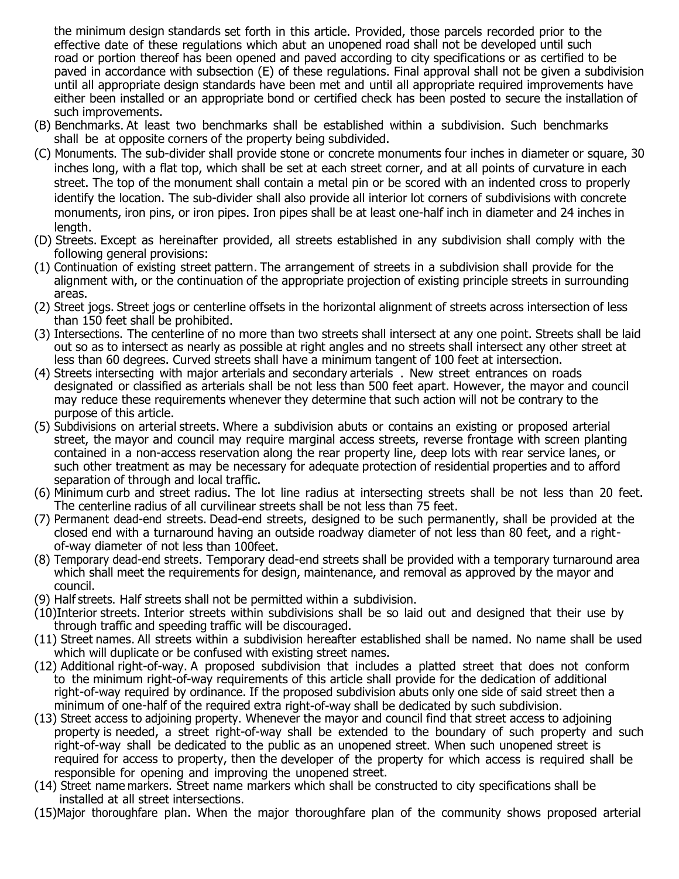the minimum design standards set forth in this article. Provided, those parcels recorded prior to the effective date of these regulations which abut an unopened road shall not be developed until such road or portion thereof has been opened and paved according to city specifications or as certified to be paved in accordance with subsection (E) of these regulations. Final approval shall not be given a subdivision until all appropriate design standards have been met and until all appropriate required improvements have either been installed or an appropriate bond or certified check has been posted to secure the installation of such improvements.

(B) Benchmarks. At least two benchmarks shall be established within a subdivision. Such benchmarks shall be at opposite corners of the property being subdivided.

(C) Monuments. The sub-divider shall provide stone or concrete monuments four inches in diameter or square, 30 inches long, with a flat top, which shall be set at each street corner, and at all points of curvature in each street. The top of the monument shall contain a metal pin or be scored with an indented cross to properly identify the location. The sub-divider shall also provide all interior lot corners of subdivisions with concrete monuments, iron pins, or iron pipes. Iron pipes shall be at least one-half inch in diameter and 24 inches in length.

(D) Streets. Except as hereinafter provided, all streets established in any subdivision shall comply with the following general provisions:

(1) Continuation of existing street pattern. The arrangement of streets in a subdivision shall provide for the alignment with, or the continuation of the appropriate projection of existing principle streets in surrounding areas.

(2) Street jogs. Street jogs or centerline offsets in the horizontal alignment of streets across intersection of less than 150 feet shall be prohibited.

(3) Intersections. The centerline of no more than two streets shall intersect at any one point. Streets shall be laid out so as to intersect as nearly as possible at right angles and no streets shall intersect any other street at less than 60 degrees. Curved streets shall have a minimum tangent of 100 feet at intersection.

(4) Streets intersecting with major arterials and secondary arterials . New street entrances on roads designated or classified as arterials shall be not less than 500 feet apart. However, the mayor and council may reduce these requirements whenever they determine that such action will not be contrary to the purpose of this article.

(5) Subdivisions on arterial streets. Where a subdivision abuts or contains an existing or proposed arterial street, the mayor and council may require marginal access streets, reverse frontage with screen planting contained in a non-access reservation along the rear property line, deep lots with rear service lanes, or such other treatment as may be necessary for adequate protection of residential properties and to afford separation of through and local traffic.

(6) Minimum curb and street radius. The lot line radius at intersecting streets shall be not less than 20 feet. The centerline radius of all curvilinear streets shall be not less than 75 feet.

(7) Permanent dead-end streets. Dead-end streets, designed to be such permanently, shall be provided at the closed end with a turnaround having an outside roadway diameter of not less than 80 feet, and a right-of-way diameter of not less than 100feet.

(8) Temporary dead-end streets. Temporary dead-end streets shall be provided with a temporary turnaround area which shall meet the requirements for design, maintenance, and removal as approved by the mayor and council.

(9) Half streets. Half streets shall not be permitted within a subdivision.

(10) Interior streets. Interior streets within subdivisions shall be so laid out and designed that their use by through traffic and speeding traffic will be discouraged.

(11) Street names. All streets within a subdivision hereafter established shall be named. No name shall be used which will duplicate or be confused with existing street names.

(12) Additional right-of-way. A proposed subdivision that includes a platted street that does not conform to the minimum right-of-way requirements of this article shall provide for the dedication of additional right-of-way required by ordinance. If the proposed subdivision abuts only one side of said street then a minimum of one-half of the required extra right-of-way shall be dedicated by such subdivision.

(13) Street access to adjoining property. Whenever the mayor and council find that street access to adjoining property is needed, a street right-of-way shall be extended to the boundary of such property and such right-of-way shall be dedicated to the public as an unopened street. When such unopened street is required for access to property, then the developer of the property for which access is required shall be responsible for opening and improving the unopened street.

(14) Street name markers. Street name markers which shall be constructed to city specifications shall be installed at all street intersections.

(15) Major thoroughfare plan. When the major thoroughfare plan of the community shows proposed arterial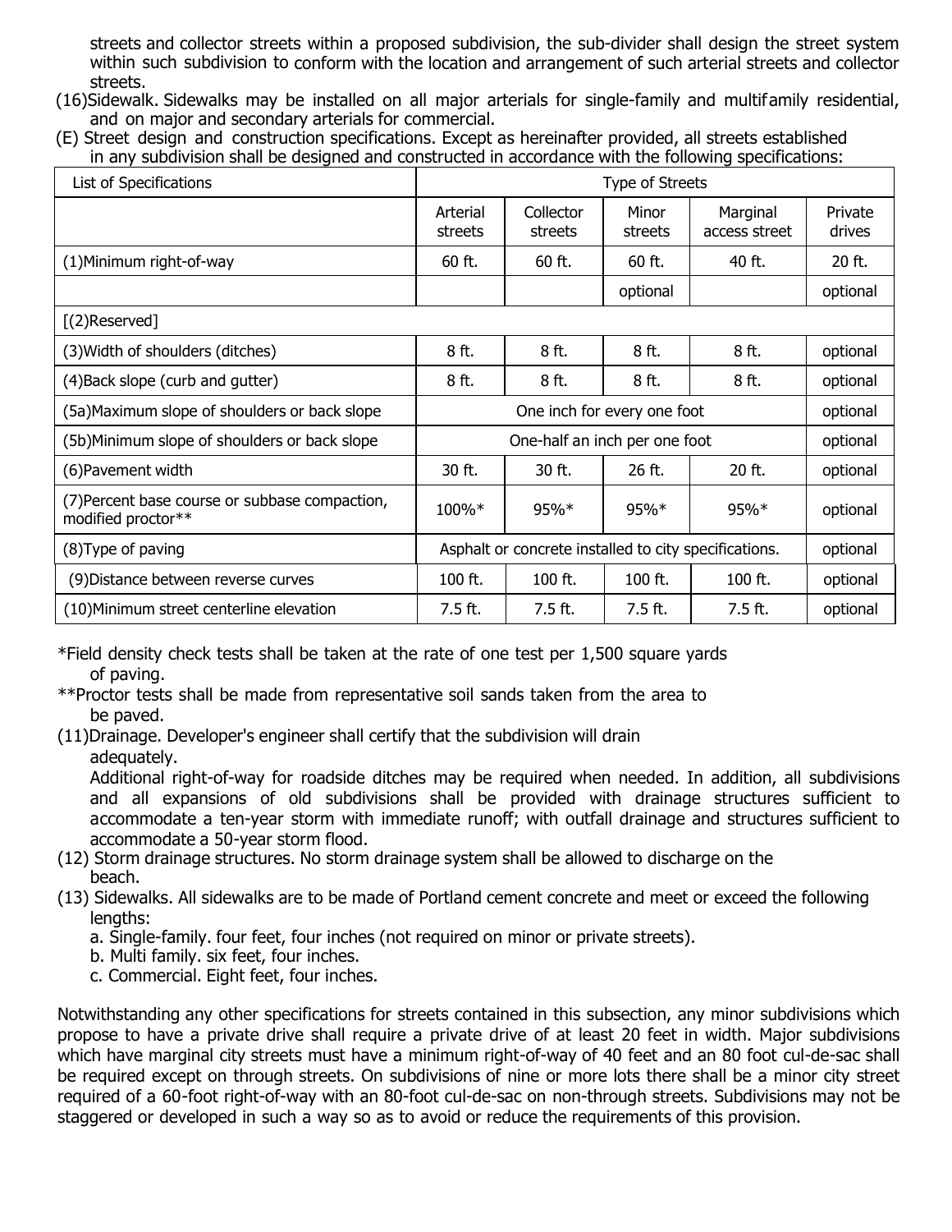streets and collector streets within a proposed subdivision, the sub-divider shall design the street system within such subdivision to conform with the location and arrangement of such arterial streets and collector streets.

(16)Sidewalk. Sidewalks may be installed on all major arterials for single-family and multifamily residential, and on major and secondary arterials for commercial.

(E) Street design and construction specifications. Except as hereinafter provided, all streets established in any subdivision shall be designed and constructed in accordance with the following specifications:

| List of Specifications | Type of Streets | | | | |
|---|---|---|---|---|---|
| | Arterial streets | Collector streets | Minor streets | Marginal access street | Private drives |
| (1)Minimum right-of-way | 60 ft. | 60 ft. | 60 ft. | 40 ft. | 20 ft. |
| | | | optional | | optional |
| [(2)Reserved] | | | | | |
| (3)Width of shoulders (ditches) | 8 ft. | 8 ft. | 8 ft. | 8 ft. | optional |
| (4)Back slope (curb and gutter) | 8 ft. | 8 ft. | 8 ft. | 8 ft. | optional |
| (5a)Maximum slope of shoulders or back slope | One inch for every one foot | | | | optional |
| (5b)Minimum slope of shoulders or back slope | One-half an inch per one foot | | | | optional |
| (6)Pavement width | 30 ft. | 30 ft. | 26 ft. | 20 ft. | optional |
| (7)Percent base course or subbase compaction, modified proctor** | 100%* | 95%* | 95%* | 95%* | optional |
| (8)Type of paving | Asphalt or concrete installed to city specifications. | | | | optional |
| (9)Distance between reverse curves | 100 ft. | 100 ft. | 100 ft. | 100 ft. | optional |
| (10)Minimum street centerline elevation | 7.5 ft. | 7.5 ft. | 7.5 ft. | 7.5 ft. | optional |

*Field density check tests shall be taken at the rate of one test per 1,500 square yards of paving.

**Proctor tests shall be made from representative soil sands taken from the area to be paved.

(11)Drainage. Developer's engineer shall certify that the subdivision will drain adequately.

Additional right-of-way for roadside ditches may be required when needed. In addition, all subdivisions and all expansions of old subdivisions shall be provided with drainage structures sufficient to accommodate a ten-year storm with immediate runoff; with outfall drainage and structures sufficient to accommodate a 50-year storm flood.

(12) Storm drainage structures. No storm drainage system shall be allowed to discharge on the beach.

(13) Sidewalks. All sidewalks are to be made of Portland cement concrete and meet or exceed the following lengths:

a. Single-family. four feet, four inches (not required on minor or private streets).

b. Multi family. six feet, four inches.

c. Commercial. Eight feet, four inches.

Notwithstanding any other specifications for streets contained in this subsection, any minor subdivisions which propose to have a private drive shall require a private drive of at least 20 feet in width. Major subdivisions which have marginal city streets must have a minimum right-of-way of 40 feet and an 80 foot cul-de-sac shall be required except on through streets. On subdivisions of nine or more lots there shall be a minor city street required of a 60-foot right-of-way with an 80-foot cul-de-sac on non-through streets. Subdivisions may not be staggered or developed in such a way so as to avoid or reduce the requirements of this provision.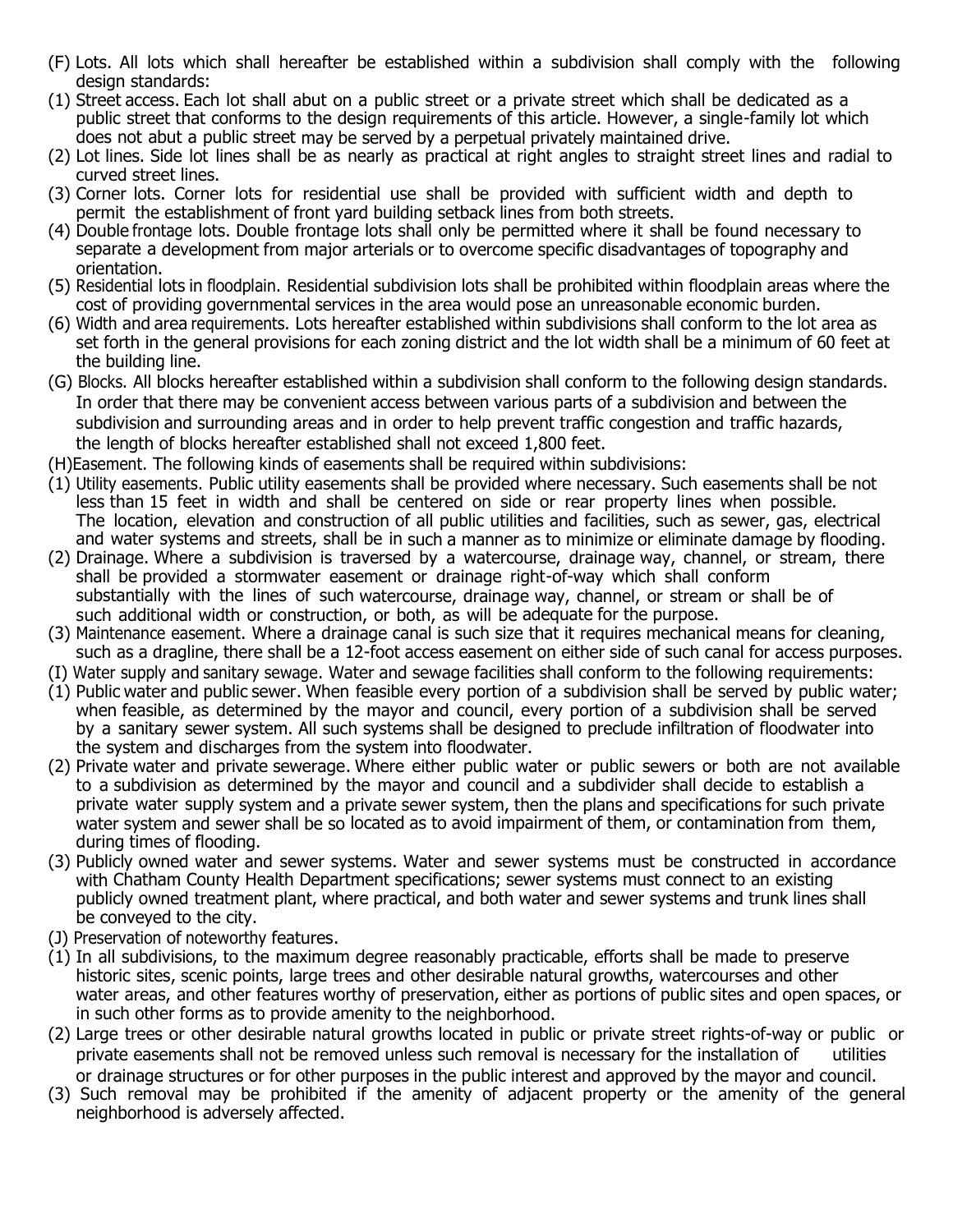(F) Lots. All lots which shall hereafter be established within a subdivision shall comply with the following design standards:

(1) Street access. Each lot shall abut on a public street or a private street which shall be dedicated as a public street that conforms to the design requirements of this article. However, a single-family lot which does not abut a public street may be served by a perpetual privately maintained drive.

(2) Lot lines. Side lot lines shall be as nearly as practical at right angles to straight street lines and radial to curved street lines.

(3) Corner lots. Corner lots for residential use shall be provided with sufficient width and depth to permit the establishment of front yard building setback lines from both streets.

(4) Double frontage lots. Double frontage lots shall only be permitted where it shall be found necessary to separate a development from major arterials or to overcome specific disadvantages of topography and orientation.

(5) Residential lots in floodplain. Residential subdivision lots shall be prohibited within floodplain areas where the cost of providing governmental services in the area would pose an unreasonable economic burden.

(6) Width and area requirements. Lots hereafter established within subdivisions shall conform to the lot area as set forth in the general provisions for each zoning district and the lot width shall be a minimum of 60 feet at the building line.

(G) Blocks. All blocks hereafter established within a subdivision shall conform to the following design standards. In order that there may be convenient access between various parts of a subdivision and between the subdivision and surrounding areas and in order to help prevent traffic congestion and traffic hazards, the length of blocks hereafter established shall not exceed 1,800 feet.

(H)Easement. The following kinds of easements shall be required within subdivisions:

(1) Utility easements. Public utility easements shall be provided where necessary. Such easements shall be not less than 15 feet in width and shall be centered on side or rear property lines when possible. The location, elevation and construction of all public utilities and facilities, such as sewer, gas, electrical and water systems and streets, shall be in such a manner as to minimize or eliminate damage by flooding.

(2) Drainage. Where a subdivision is traversed by a watercourse, drainage way, channel, or stream, there shall be provided a stormwater easement or drainage right-of-way which shall conform substantially with the lines of such watercourse, drainage way, channel, or stream or shall be of such additional width or construction, or both, as will be adequate for the purpose.

(3) Maintenance easement. Where a drainage canal is such size that it requires mechanical means for cleaning, such as a dragline, there shall be a 12-foot access easement on either side of such canal for access purposes.

(I) Water supply and sanitary sewage. Water and sewage facilities shall conform to the following requirements:

(1) Public water and public sewer. When feasible every portion of a subdivision shall be served by public water; when feasible, as determined by the mayor and council, every portion of a subdivision shall be served by a sanitary sewer system. All such systems shall be designed to preclude infiltration of floodwater into the system and discharges from the system into floodwater.

(2) Private water and private sewerage. Where either public water or public sewers or both are not available to a subdivision as determined by the mayor and council and a subdivider shall decide to establish a private water supply system and a private sewer system, then the plans and specifications for such private water system and sewer shall be so located as to avoid impairment of them, or contamination from them, during times of flooding.

(3) Publicly owned water and sewer systems. Water and sewer systems must be constructed in accordance with Chatham County Health Department specifications; sewer systems must connect to an existing publicly owned treatment plant, where practical, and both water and sewer systems and trunk lines shall be conveyed to the city.

(J) Preservation of noteworthy features.

(1) In all subdivisions, to the maximum degree reasonably practicable, efforts shall be made to preserve historic sites, scenic points, large trees and other desirable natural growths, watercourses and other water areas, and other features worthy of preservation, either as portions of public sites and open spaces, or in such other forms as to provide amenity to the neighborhood.

(2) Large trees or other desirable natural growths located in public or private street rights-of-way or public or private easements shall not be removed unless such removal is necessary for the installation of utilities or drainage structures or for other purposes in the public interest and approved by the mayor and council.

(3) Such removal may be prohibited if the amenity of adjacent property or the amenity of the general neighborhood is adversely affected.